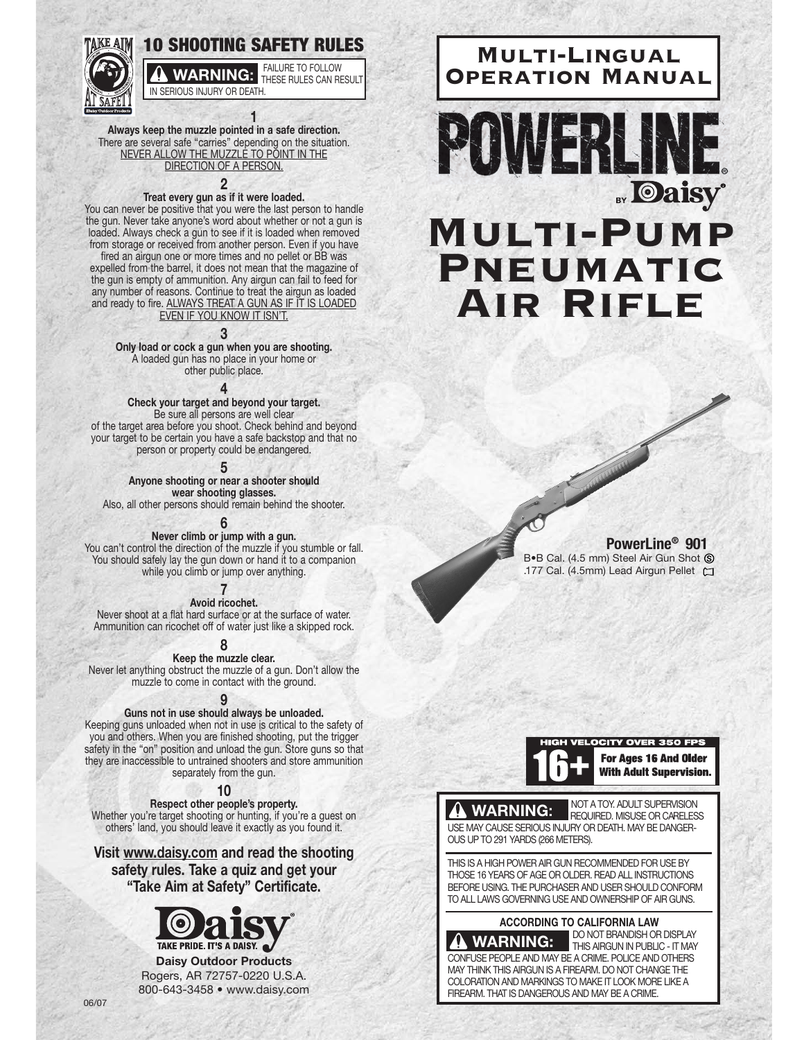# 10 SHOOTING SAFETY RULES

**⚠ WARNING:** FAILURE TO FOLLOW THESE RULES CAN RESULT IN SERIOUS INJURY OR DEATH.

**1**

**Always keep the muzzle pointed in a safe direction.**
There are several safe "carries" depending on the situation. NEVER ALLOW THE MUZZLE TO POINT IN THE DIRECTION OF A PERSON.

**2**

**Treat every gun as if it were loaded.**
You can never be positive that you were the last person to handle the gun. Never take anyone's word about whether or not a gun is loaded. Always check a gun to see if it is loaded when removed from storage or received from another person. Even if you have fired an airgun one or more times and no pellet or BB was expelled from the barrel, it does not mean that the magazine of the gun is empty of ammunition. Any airgun can fail to feed for any number of reasons. Continue to treat the airgun as loaded and ready to fire. ALWAYS TREAT A GUN AS IF IT IS LOADED EVEN IF YOU KNOW IT ISN'T.

**3**

**Only load or cock a gun when you are shooting.**
A loaded gun has no place in your home or other public place.

**4**

**Check your target and beyond your target.**
Be sure all persons are well clear of the target area before you shoot. Check behind and beyond your target to be certain you have a safe backstop and that no person or property could be endangered.

**5**

**Anyone shooting or near a shooter should wear shooting glasses.**
Also, all other persons should remain behind the shooter.

**6**

**Never climb or jump with a gun.**
You can't control the direction of the muzzle if you stumble or fall. You should safely lay the gun down or hand it to a companion while you climb or jump over anything.

**7**

**Avoid ricochet.**
Never shoot at a flat hard surface or at the surface of water. Ammunition can ricochet off of water just like a skipped rock.

**8**

**Keep the muzzle clear.**
Never let anything obstruct the muzzle of a gun. Don't allow the muzzle to come in contact with the ground.

**9**

**Guns not in use should always be unloaded.**
Keeping guns unloaded when not in use is critical to the safety of you and others. When you are finished shooting, put the trigger safety in the "on" position and unload the gun. Store guns so that they are inaccessible to untrained shooters and store ammunition separately from the gun.

**10**

**Respect other people's property.**
Whether you're target shooting or hunting, if you're a guest on others' land, you should leave it exactly as you found it.

**Visit www.daisy.com and read the shooting safety rules. Take a quiz and get your "Take Aim at Safety" Certificate.**

Daisy — TAKE PRIDE. IT'S A DAISY.

**Daisy Outdoor Products**
Rogers, AR 72757-0220 U.S.A.
800-643-3458 • www.daisy.com

06/07

# Multi-Lingual Operation Manual

# POWERLINE® by Daisy®

# Multi-Pump Pneumatic Air Rifle

**PowerLine® 901**
B•B Cal. (4.5 mm) Steel Air Gun Shot
.177 Cal. (4.5mm) Lead Airgun Pellet

**HIGH VELOCITY OVER 350 FPS**
**16+ For Ages 16 And Older With Adult Supervision.**

**⚠ WARNING:** NOT A TOY. ADULT SUPERVISION REQUIRED. MISUSE OR CARELESS USE MAY CAUSE SERIOUS INJURY OR DEATH. MAY BE DANGEROUS UP TO 291 YARDS (266 METERS).

THIS IS A HIGH POWER AIR GUN RECOMMENDED FOR USE BY THOSE 16 YEARS OF AGE OR OLDER. READ ALL INSTRUCTIONS BEFORE USING. THE PURCHASER AND USER SHOULD CONFORM TO ALL LAWS GOVERNING USE AND OWNERSHIP OF AIR GUNS.

**ACCORDING TO CALIFORNIA LAW**

**⚠ WARNING:** DO NOT BRANDISH OR DISPLAY THIS AIRGUN IN PUBLIC - IT MAY CONFUSE PEOPLE AND MAY BE A CRIME. POLICE AND OTHERS MAY THINK THIS AIRGUN IS A FIREARM. DO NOT CHANGE THE COLORATION AND MARKINGS TO MAKE IT LOOK MORE LIKE A FIREARM. THAT IS DANGEROUS AND MAY BE A CRIME.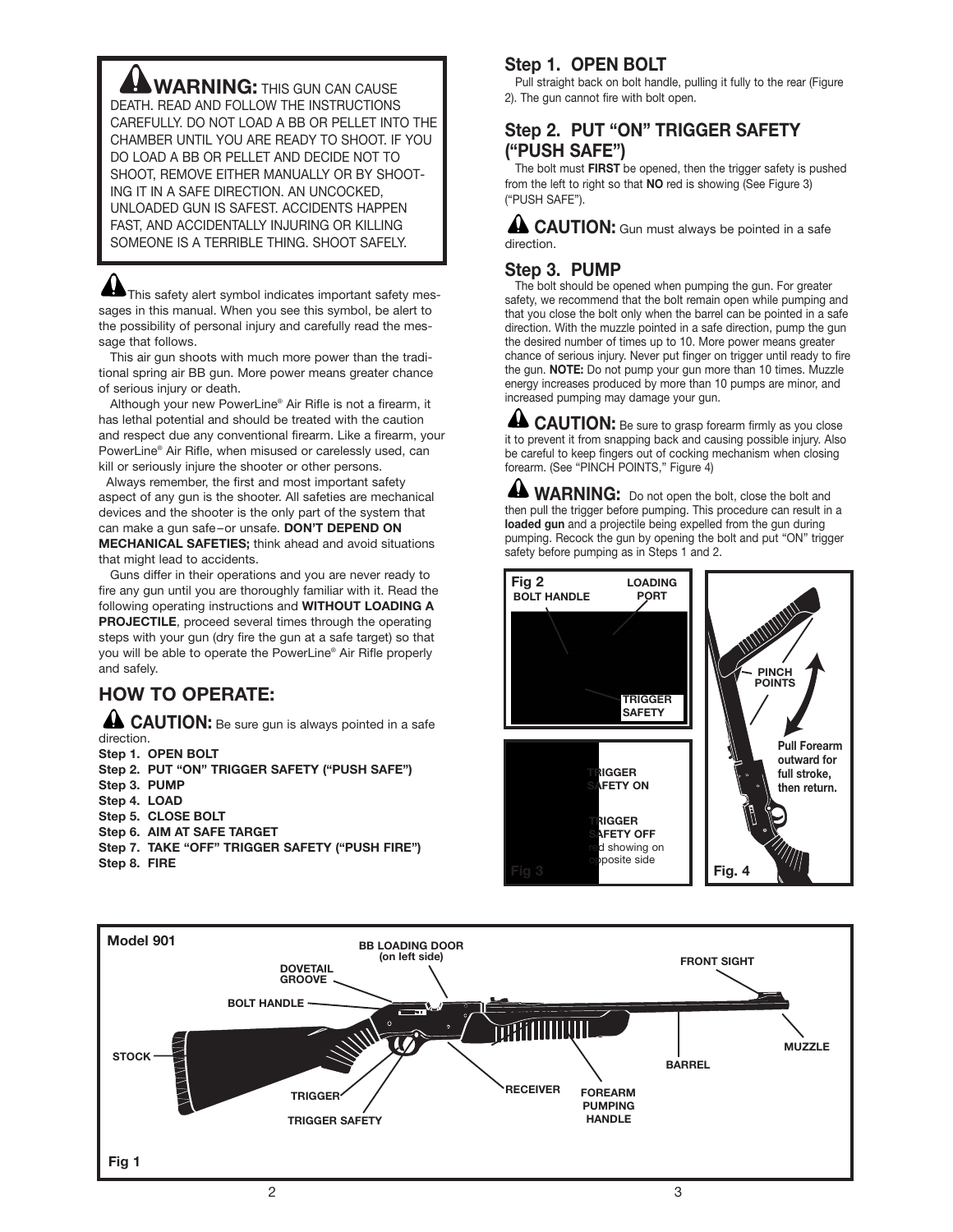**WARNING:** THIS GUN CAN CAUSE DEATH. READ AND FOLLOW THE INSTRUCTIONS CAREFULLY. DO NOT LOAD A BB OR PELLET INTO THE CHAMBER UNTIL YOU ARE READY TO SHOOT. IF YOU DO LOAD A BB OR PELLET AND DECIDE NOT TO SHOOT, REMOVE EITHER MANUALLY OR BY SHOOTING IT IN A SAFE DIRECTION. AN UNCOCKED, UNLOADED GUN IS SAFEST. ACCIDENTS HAPPEN FAST, AND ACCIDENTALLY INJURING OR KILLING SOMEONE IS A TERRIBLE THING. SHOOT SAFELY.

This safety alert symbol indicates important safety messages in this manual. When you see this symbol, be alert to the possibility of personal injury and carefully read the message that follows.

This air gun shoots with much more power than the traditional spring air BB gun. More power means greater chance of serious injury or death.

Although your new PowerLine® Air Rifle is not a firearm, it has lethal potential and should be treated with the caution and respect due any conventional firearm. Like a firearm, your PowerLine® Air Rifle, when misused or carelessly used, can kill or seriously injure the shooter or other persons.

Always remember, the first and most important safety aspect of any gun is the shooter. All safeties are mechanical devices and the shooter is the only part of the system that can make a gun safe–or unsafe. **DON'T DEPEND ON MECHANICAL SAFETIES;** think ahead and avoid situations that might lead to accidents.

Guns differ in their operations and you are never ready to fire any gun until you are thoroughly familiar with it. Read the following operating instructions and **WITHOUT LOADING A PROJECTILE**, proceed several times through the operating steps with your gun (dry fire the gun at a safe target) so that you will be able to operate the PowerLine® Air Rifle properly and safely.

## HOW TO OPERATE:

**CAUTION:** Be sure gun is always pointed in a safe direction.

**Step 1. OPEN BOLT**
**Step 2. PUT "ON" TRIGGER SAFETY ("PUSH SAFE")**
**Step 3. PUMP**
**Step 4. LOAD**
**Step 5. CLOSE BOLT**
**Step 6. AIM AT SAFE TARGET**
**Step 7. TAKE "OFF" TRIGGER SAFETY ("PUSH FIRE")**
**Step 8. FIRE**

### Step 1. OPEN BOLT

Pull straight back on bolt handle, pulling it fully to the rear (Figure 2). The gun cannot fire with bolt open.

### Step 2. PUT "ON" TRIGGER SAFETY ("PUSH SAFE")

The bolt must **FIRST** be opened, then the trigger safety is pushed from the left to right so that **NO** red is showing (See Figure 3) ("PUSH SAFE").

**CAUTION:** Gun must always be pointed in a safe direction.

### Step 3. PUMP

The bolt should be opened when pumping the gun. For greater safety, we recommend that the bolt remain open while pumping and that you close the bolt only when the barrel can be pointed in a safe direction. With the muzzle pointed in a safe direction, pump the gun the desired number of times up to 10. More power means greater chance of serious injury. Never put finger on trigger until ready to fire the gun. **NOTE:** Do not pump your gun more than 10 times. Muzzle energy increases produced by more than 10 pumps are minor, and increased pumping may damage your gun.

**CAUTION:** Be sure to grasp forearm firmly as you close it to prevent it from snapping back and causing possible injury. Also be careful to keep fingers out of cocking mechanism when closing forearm. (See "PINCH POINTS," Figure 4)

**WARNING:** Do not open the bolt, close the bolt and then pull the trigger before pumping. This procedure can result in a **loaded gun** and a projectile being expelled from the gun during pumping. Recock the gun by opening the bolt and put "ON" trigger safety before pumping as in Steps 1 and 2.

Fig 2 — BOLT HANDLE, LOADING PORT, TRIGGER SAFETY

Fig 3 — TRIGGER SAFETY ON; TRIGGER SAFETY OFF red showing on opposite side

Fig. 4 — PINCH POINTS; Pull Forearm outward for full stroke, then return.

Fig 1 — Model 901: STOCK, BOLT HANDLE, DOVETAIL GROOVE, BB LOADING DOOR (on left side), TRIGGER, TRIGGER SAFETY, RECEIVER, FOREARM PUMPING HANDLE, BARREL, FRONT SIGHT, MUZZLE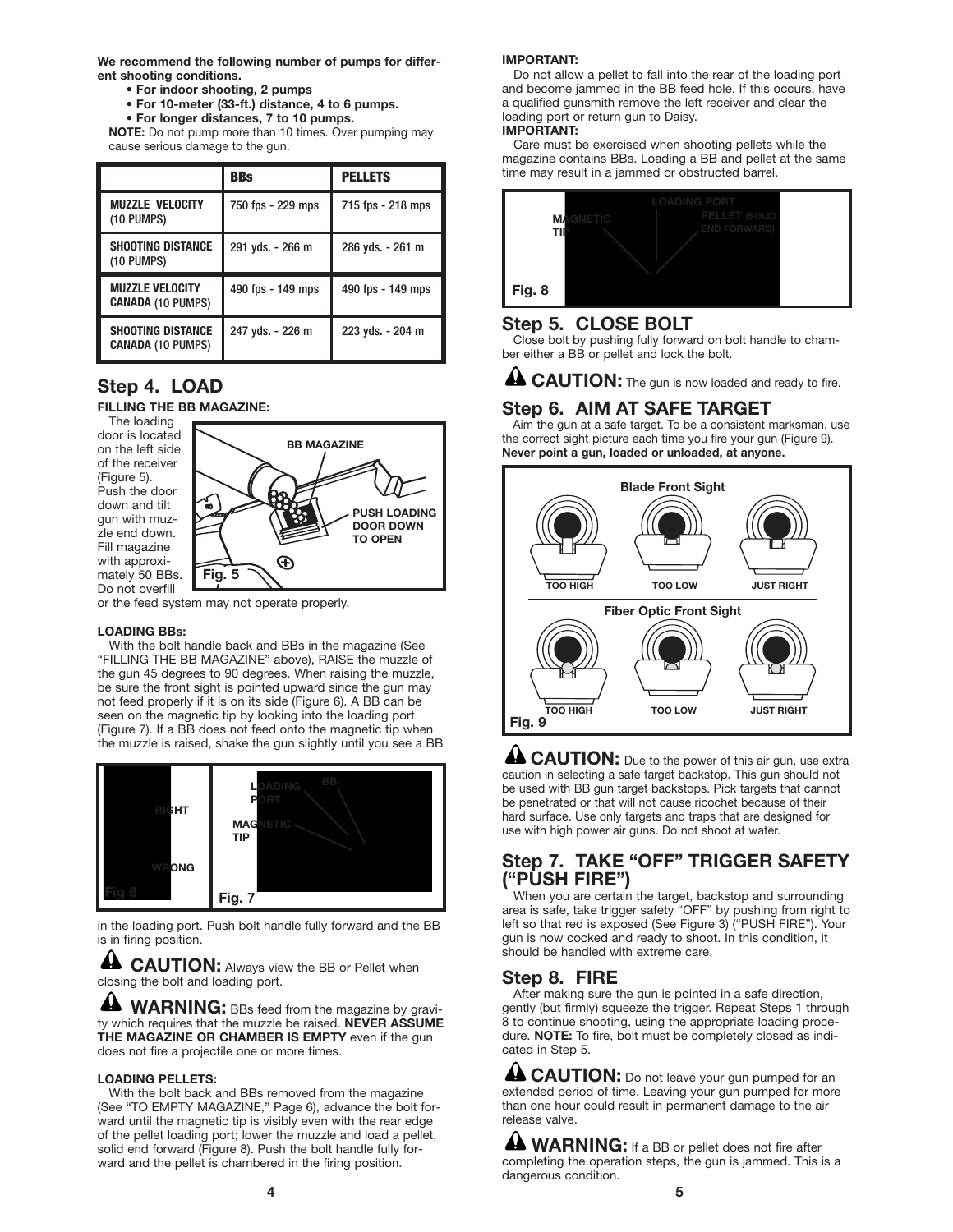**We recommend the following number of pumps for different shooting conditions.**

- **For indoor shooting, 2 pumps**
- **For 10-meter (33-ft.) distance, 4 to 6 pumps.**
- **For longer distances, 7 to 10 pumps.**

**NOTE:** Do not pump more than 10 times. Over pumping may cause serious damage to the gun.

| | BBs | PELLETS |
|---|---|---|
| **MUZZLE VELOCITY** (10 PUMPS) | 750 fps - 229 mps | 715 fps - 218 mps |
| **SHOOTING DISTANCE** (10 PUMPS) | 291 yds. - 266 m | 286 yds. - 261 m |
| **MUZZLE VELOCITY CANADA** (10 PUMPS) | 490 fps - 149 mps | 490 fps - 149 mps |
| **SHOOTING DISTANCE CANADA** (10 PUMPS) | 247 yds. - 226 m | 223 yds. - 204 m |

## Step 4. LOAD

**FILLING THE BB MAGAZINE:**

The loading door is located on the left side of the receiver (Figure 5). Push the door down and tilt gun with muzzle end down. Fill magazine with approximately 50 BBs. Do not overfill or the feed system may not operate properly.

BB MAGAZINE

PUSH LOADING DOOR DOWN TO OPEN

Fig. 5

**LOADING BBs:**

With the bolt handle back and BBs in the magazine (See "FILLING THE BB MAGAZINE" above), RAISE the muzzle of the gun 45 degrees to 90 degrees. When raising the muzzle, be sure the front sight is pointed upward since the gun may not feed properly if it is on its side (Figure 6). A BB can be seen on the magnetic tip by looking into the loading port (Figure 7). If a BB does not feed onto the magnetic tip when the muzzle is raised, shake the gun slightly until you see a BB in the loading port. Push bolt handle fully forward and the BB is in firing position.

RIGHT

WRONG

Fig 6

LOADING PORT

BB

MAGNETIC TIP

Fig. 7

**CAUTION:** Always view the BB or Pellet when closing the bolt and loading port.

**WARNING:** BBs feed from the magazine by gravity which requires that the muzzle be raised. **NEVER ASSUME THE MAGAZINE OR CHAMBER IS EMPTY** even if the gun does not fire a projectile one or more times.

**LOADING PELLETS:**

With the bolt back and BBs removed from the magazine (See "TO EMPTY MAGAZINE," Page 6), advance the bolt forward until the magnetic tip is visibly even with the rear edge of the pellet loading port; lower the muzzle and load a pellet, solid end forward (Figure 8). Push the bolt handle fully forward and the pellet is chambered in the firing position.

**IMPORTANT:**

Do not allow a pellet to fall into the rear of the loading port and become jammed in the BB feed hole. If this occurs, have a qualified gunsmith remove the left receiver and clear the loading port or return gun to Daisy.

**IMPORTANT:**

Care must be exercised when shooting pellets while the magazine contains BBs. Loading a BB and pellet at the same time may result in a jammed or obstructed barrel.

MAGNETIC TIP

LOADING PORT

PELLET (SOLID END FORWARD)

Fig. 8

## Step 5. CLOSE BOLT

Close bolt by pushing fully forward on bolt handle to chamber either a BB or pellet and lock the bolt.

**CAUTION:** The gun is now loaded and ready to fire.

## Step 6. AIM AT SAFE TARGET

Aim the gun at a safe target. To be a consistent marksman, use the correct sight picture each time you fire your gun (Figure 9). **Never point a gun, loaded or unloaded, at anyone.**

Blade Front Sight

TOO HIGH — TOO LOW — JUST RIGHT

Fiber Optic Front Sight

TOO HIGH — TOO LOW — JUST RIGHT

Fig. 9

**CAUTION:** Due to the power of this air gun, use extra caution in selecting a safe target backstop. This gun should not be used with BB gun target backstops. Pick targets that cannot be penetrated or that will not cause ricochet because of their hard surface. Use only targets and traps that are designed for use with high power air guns. Do not shoot at water.

## Step 7. TAKE "OFF" TRIGGER SAFETY ("PUSH FIRE")

When you are certain the target, backstop and surrounding area is safe, take trigger safety "OFF" by pushing from right to left so that red is exposed (See Figure 3) ("PUSH FIRE"). Your gun is now cocked and ready to shoot. In this condition, it should be handled with extreme care.

## Step 8. FIRE

After making sure the gun is pointed in a safe direction, gently (but firmly) squeeze the trigger. Repeat Steps 1 through 8 to continue shooting, using the appropriate loading procedure. **NOTE:** To fire, bolt must be completely closed as indicated in Step 5.

**CAUTION:** Do not leave your gun pumped for an extended period of time. Leaving your gun pumped for more than one hour could result in permanent damage to the air release valve.

**WARNING:** If a BB or pellet does not fire after completing the operation steps, the gun is jammed. This is a dangerous condition.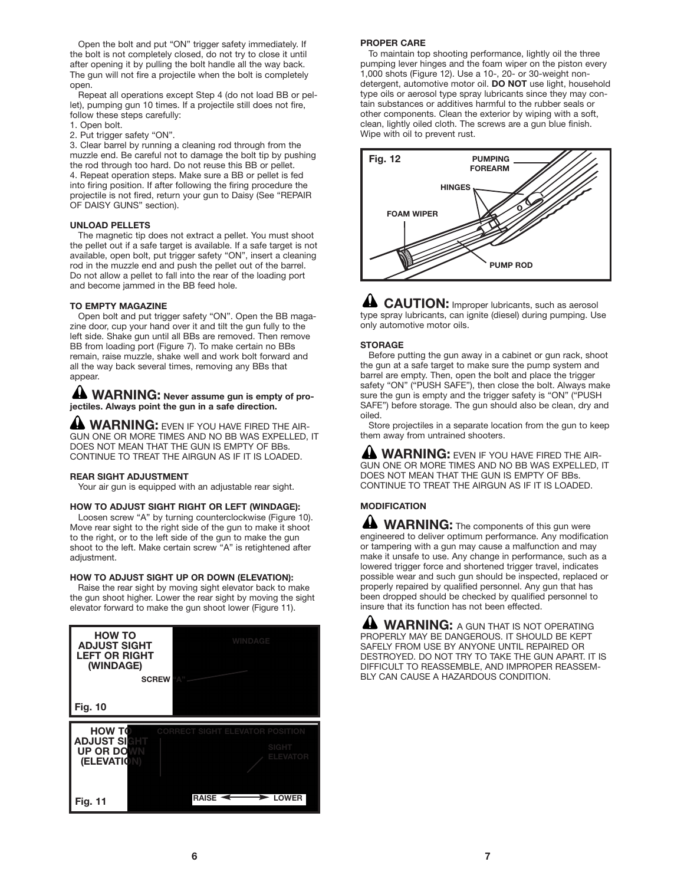Open the bolt and put "ON" trigger safety immediately. If the bolt is not completely closed, do not try to close it until after opening it by pulling the bolt handle all the way back. The gun will not fire a projectile when the bolt is completely open.

Repeat all operations except Step 4 (do not load BB or pellet), pumping gun 10 times. If a projectile still does not fire, follow these steps carefully:

1. Open bolt.
2. Put trigger safety "ON".
3. Clear barrel by running a cleaning rod through from the muzzle end. Be careful not to damage the bolt tip by pushing the rod through too hard. Do not reuse this BB or pellet.
4. Repeat operation steps. Make sure a BB or pellet is fed into firing position. If after following the firing procedure the projectile is not fired, return your gun to Daisy (See "REPAIR OF DAISY GUNS" section).

### UNLOAD PELLETS

The magnetic tip does not extract a pellet. You must shoot the pellet out if a safe target is available. If a safe target is not available, open bolt, put trigger safety "ON", insert a cleaning rod in the muzzle end and push the pellet out of the barrel. Do not allow a pellet to fall into the rear of the loading port and become jammed in the BB feed hole.

### TO EMPTY MAGAZINE

Open bolt and put trigger safety "ON". Open the BB magazine door, cup your hand over it and tilt the gun fully to the left side. Shake gun until all BBs are removed. Then remove BB from loading port (Figure 7). To make certain no BBs remain, raise muzzle, shake well and work bolt forward and all the way back several times, removing any BBs that appear.

**WARNING: Never assume gun is empty of projectiles. Always point the gun in a safe direction.**

**WARNING:** EVEN IF YOU HAVE FIRED THE AIRGUN ONE OR MORE TIMES AND NO BB WAS EXPELLED, IT DOES NOT MEAN THAT THE GUN IS EMPTY OF BBs. CONTINUE TO TREAT THE AIRGUN AS IF IT IS LOADED.

### REAR SIGHT ADJUSTMENT

Your air gun is equipped with an adjustable rear sight.

### HOW TO ADJUST SIGHT RIGHT OR LEFT (WINDAGE):

Loosen screw "A" by turning counterclockwise (Figure 10). Move rear sight to the right side of the gun to make it shoot to the right, or to the left side of the gun to make the gun shoot to the left. Make certain screw "A" is retightened after adjustment.

### HOW TO ADJUST SIGHT UP OR DOWN (ELEVATION):

Raise the rear sight by moving sight elevator back to make the gun shoot higher. Lower the rear sight by moving the sight elevator forward to make the gun shoot lower (Figure 11).

**HOW TO ADJUST SIGHT LEFT OR RIGHT (WINDAGE)**

WINDAGE

SCREW "A"

Fig. 10

**HOW TO ADJUST SIGHT UP OR DOWN (ELEVATION)**

CORRECT SIGHT ELEVATOR POSITION

SIGHT ELEVATOR

RAISE ⟵ ⟶ LOWER

Fig. 11

### PROPER CARE

To maintain top shooting performance, lightly oil the three pumping lever hinges and the foam wiper on the piston every 1,000 shots (Figure 12). Use a 10-, 20- or 30-weight non-detergent, automotive motor oil. **DO NOT** use light, household type oils or aerosol type spray lubricants since they may contain substances or additives harmful to the rubber seals or other components. Clean the exterior by wiping with a soft, clean, lightly oiled cloth. The screws are a gun blue finish. Wipe with oil to prevent rust.

Fig. 12

PUMPING FOREARM

HINGES

FOAM WIPER

PUMP ROD

**CAUTION:** Improper lubricants, such as aerosol type spray lubricants, can ignite (diesel) during pumping. Use only automotive motor oils.

### STORAGE

Before putting the gun away in a cabinet or gun rack, shoot the gun at a safe target to make sure the pump system and barrel are empty. Then, open the bolt and place the trigger safety "ON" ("PUSH SAFE"), then close the bolt. Always make sure the gun is empty and the trigger safety is "ON" ("PUSH SAFE") before storage. The gun should also be clean, dry and oiled.

Store projectiles in a separate location from the gun to keep them away from untrained shooters.

**WARNING:** EVEN IF YOU HAVE FIRED THE AIRGUN ONE OR MORE TIMES AND NO BB WAS EXPELLED, IT DOES NOT MEAN THAT THE GUN IS EMPTY OF BBs. CONTINUE TO TREAT THE AIRGUN AS IF IT IS LOADED.

### MODIFICATION

**WARNING:** The components of this gun were engineered to deliver optimum performance. Any modification or tampering with a gun may cause a malfunction and may make it unsafe to use. Any change in performance, such as a lowered trigger force and shortened trigger travel, indicates possible wear and such gun should be inspected, replaced or properly repaired by qualified personnel. Any gun that has been dropped should be checked by qualified personnel to insure that its function has not been effected.

**WARNING:** A GUN THAT IS NOT OPERATING PROPERLY MAY BE DANGEROUS. IT SHOULD BE KEPT SAFELY FROM USE BY ANYONE UNTIL REPAIRED OR DESTROYED. DO NOT TRY TO TAKE THE GUN APART. IT IS DIFFICULT TO REASSEMBLE, AND IMPROPER REASSEMBLY CAN CAUSE A HAZARDOUS CONDITION.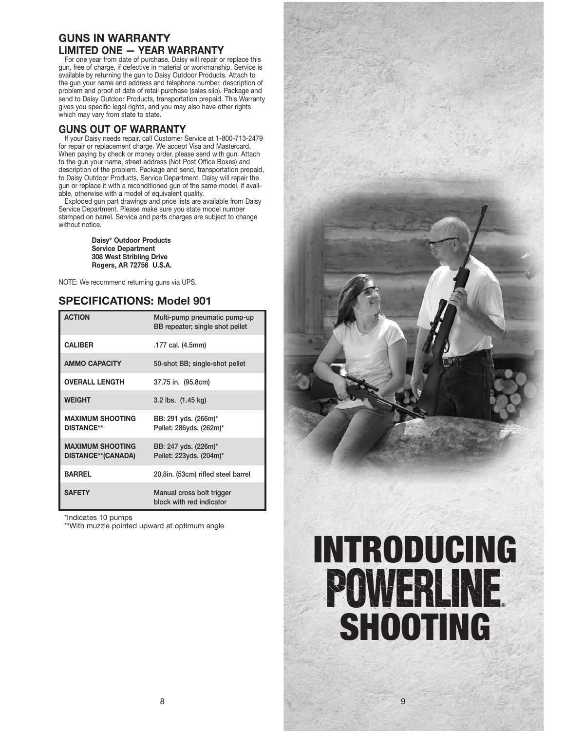## GUNS IN WARRANTY
## LIMITED ONE — YEAR WARRANTY

For one year from date of purchase, Daisy will repair or replace this gun, free of charge, if defective in material or workmanship. Service is available by returning the gun to Daisy Outdoor Products. Attach to the gun your name and address and telephone number, description of problem and proof of date of retail purchase (sales slip). Package and send to Daisy Outdoor Products, transportation prepaid. This Warranty gives you specific legal rights, and you may also have other rights which may vary from state to state.

## GUNS OUT OF WARRANTY

If your Daisy needs repair, call Customer Service at 1-800-713-2479 for repair or replacement charge. We accept Visa and Mastercard. When paying by check or money order, please send with gun. Attach to the gun your name, street address (Not Post Office Boxes) and description of the problem. Package and send, transportation prepaid, to Daisy Outdoor Products, Service Department. Daisy will repair the gun or replace it with a reconditioned gun of the same model, if available, otherwise with a model of equivalent quality.

Exploded gun part drawings and price lists are available from Daisy Service Department. Please make sure you state model number stamped on barrel. Service and parts charges are subject to change without notice.

**Daisy® Outdoor Products**
**Service Department**
**308 West Stribling Drive**
**Rogers, AR 72756 U.S.A.**

NOTE: We recommend returning guns via UPS.

## SPECIFICATIONS: Model 901

| | |
|---|---|
| **ACTION** | Multi-pump pneumatic pump-up BB repeater; single shot pellet |
| **CALIBER** | .177 cal. (4.5mm) |
| **AMMO CAPACITY** | 50-shot BB; single-shot pellet |
| **OVERALL LENGTH** | 37.75 in. (95.8cm) |
| **WEIGHT** | 3.2 lbs. (1.45 kg) |
| **MAXIMUM SHOOTING DISTANCE**** | BB: 291 yds. (266m)*<br>Pellet: 286yds. (262m)* |
| **MAXIMUM SHOOTING DISTANCE**(CANADA)** | BB: 247 yds. (226m)*<br>Pellet: 223yds. (204m)* |
| **BARREL** | 20.8in. (53cm) rifled steel barrel |
| **SAFETY** | Manual cross bolt trigger block with red indicator |

*Indicates 10 pumps

**With muzzle pointed upward at optimum angle

# INTRODUCING POWERLINE® SHOOTING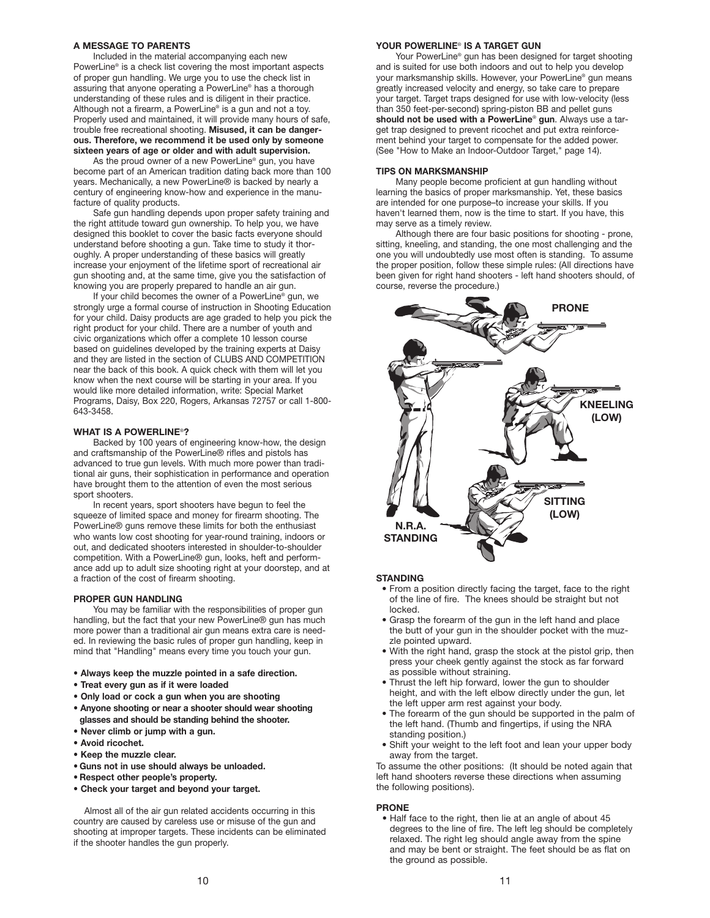## A MESSAGE TO PARENTS

Included in the material accompanying each new PowerLine® is a check list covering the most important aspects of proper gun handling. We urge you to use the check list in assuring that anyone operating a PowerLine® has a thorough understanding of these rules and is diligent in their practice. Although not a firearm, a PowerLine® is a gun and not a toy. Properly used and maintained, it will provide many hours of safe, trouble free recreational shooting. **Misused, it can be dangerous. Therefore, we recommend it be used only by someone sixteen years of age or older and with adult supervision.**

As the proud owner of a new PowerLine® gun, you have become part of an American tradition dating back more than 100 years. Mechanically, a new PowerLine® is backed by nearly a century of engineering know-how and experience in the manufacture of quality products.

Safe gun handling depends upon proper safety training and the right attitude toward gun ownership. To help you, we have designed this booklet to cover the basic facts everyone should understand before shooting a gun. Take time to study it thoroughly. A proper understanding of these basics will greatly increase your enjoyment of the lifetime sport of recreational air gun shooting and, at the same time, give you the satisfaction of knowing you are properly prepared to handle an air gun.

If your child becomes the owner of a PowerLine® gun, we strongly urge a formal course of instruction in Shooting Education for your child. Daisy products are age graded to help you pick the right product for your child. There are a number of youth and civic organizations which offer a complete 10 lesson course based on guidelines developed by the training experts at Daisy and they are listed in the section of CLUBS AND COMPETITION near the back of this book. A quick check with them will let you know when the next course will be starting in your area. If you would like more detailed information, write: Special Market Programs, Daisy, Box 220, Rogers, Arkansas 72757 or call 1-800-643-3458.

## WHAT IS A POWERLINE®?

Backed by 100 years of engineering know-how, the design and craftsmanship of the PowerLine® rifles and pistols has advanced to true gun levels. With much more power than traditional air guns, their sophistication in performance and operation have brought them to the attention of even the most serious sport shooters.

In recent years, sport shooters have begun to feel the squeeze of limited space and money for firearm shooting. The PowerLine® guns remove these limits for both the enthusiast who wants low cost shooting for year-round training, indoors or out, and dedicated shooters interested in shoulder-to-shoulder competition. With a PowerLine® gun, looks, heft and performance add up to adult size shooting right at your doorstep, and at a fraction of the cost of firearm shooting.

## PROPER GUN HANDLING

You may be familiar with the responsibilities of proper gun handling, but the fact that your new PowerLine® gun has much more power than a traditional air gun means extra care is needed. In reviewing the basic rules of proper gun handling, keep in mind that "Handling" means every time you touch your gun.

- **Always keep the muzzle pointed in a safe direction.**
- **Treat every gun as if it were loaded**
- **Only load or cock a gun when you are shooting**
- **Anyone shooting or near a shooter should wear shooting glasses and should be standing behind the shooter.**
- **Never climb or jump with a gun.**
- **Avoid ricochet.**
- **Keep the muzzle clear.**
- **Guns not in use should always be unloaded.**
- **Respect other people's property.**
- **Check your target and beyond your target.**

Almost all of the air gun related accidents occurring in this country are caused by careless use or misuse of the gun and shooting at improper targets. These incidents can be eliminated if the shooter handles the gun properly.

## YOUR POWERLINE® IS A TARGET GUN

Your PowerLine® gun has been designed for target shooting and is suited for use both indoors and out to help you develop your marksmanship skills. However, your PowerLine® gun means greatly increased velocity and energy, so take care to prepare your target. Target traps designed for use with low-velocity (less than 350 feet-per-second) spring-piston BB and pellet guns **should not be used with a PowerLine® gun**. Always use a target trap designed to prevent ricochet and put extra reinforcement behind your target to compensate for the added power. (See "How to Make an Indoor-Outdoor Target," page 14).

## TIPS ON MARKSMANSHIP

Many people become proficient at gun handling without learning the basics of proper marksmanship. Yet, these basics are intended for one purpose–to increase your skills. If you haven't learned them, now is the time to start. If you have, this may serve as a timely review.

Although there are four basic positions for shooting - prone, sitting, kneeling, and standing, the one most challenging and the one you will undoubtedly use most often is standing. To assume the proper position, follow these simple rules: (All directions have been given for right hand shooters - left hand shooters should, of course, reverse the procedure.)

PRONE

KNEELING (LOW)

SITTING (LOW)

N.R.A. STANDING

## STANDING

- From a position directly facing the target, face to the right of the line of fire. The knees should be straight but not locked.
- Grasp the forearm of the gun in the left hand and place the butt of your gun in the shoulder pocket with the muzzle pointed upward.
- With the right hand, grasp the stock at the pistol grip, then press your cheek gently against the stock as far forward as possible without straining.
- Thrust the left hip forward, lower the gun to shoulder height, and with the left elbow directly under the gun, let the left upper arm rest against your body.
- The forearm of the gun should be supported in the palm of the left hand. (Thumb and fingertips, if using the NRA standing position.)
- Shift your weight to the left foot and lean your upper body away from the target.

To assume the other positions: (It should be noted again that left hand shooters reverse these directions when assuming the following positions).

## PRONE

- Half face to the right, then lie at an angle of about 45 degrees to the line of fire. The left leg should be completely relaxed. The right leg should angle away from the spine and may be bent or straight. The feet should be as flat on the ground as possible.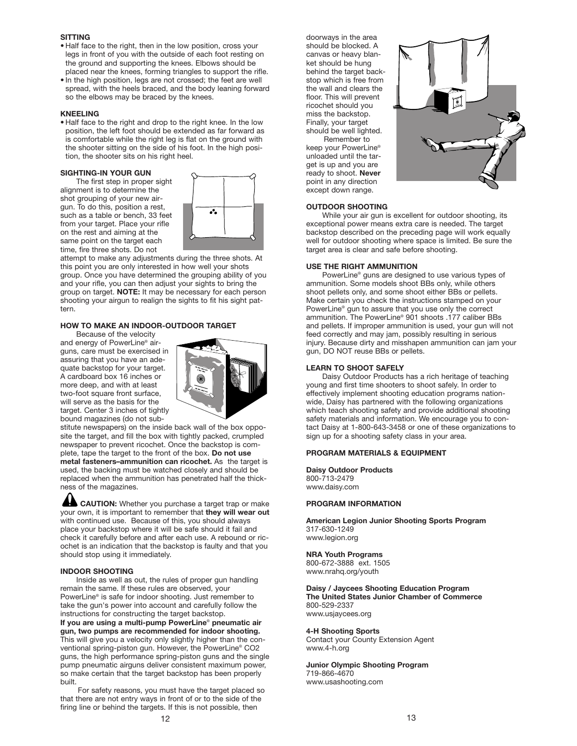### SITTING

- Half face to the right, then in the low position, cross your legs in front of you with the outside of each foot resting on the ground and supporting the knees. Elbows should be placed near the knees, forming triangles to support the rifle.
- In the high position, legs are not crossed; the feet are well spread, with the heels braced, and the body leaning forward so the elbows may be braced by the knees.

### KNEELING

- Half face to the right and drop to the right knee. In the low position, the left foot should be extended as far forward as is comfortable while the right leg is flat on the ground with the shooter sitting on the side of his foot. In the high position, the shooter sits on his right heel.

### SIGHTING-IN YOUR GUN

The first step in proper sight alignment is to determine the shot grouping of your new airgun. To do this, position a rest, such as a table or bench, 33 feet from your target. Place your rifle on the rest and aiming at the same point on the target each time, fire three shots. Do not attempt to make any adjustments during the three shots. At this point you are only interested in how well your shots group. Once you have determined the grouping ability of you and your rifle, you can then adjust your sights to bring the group on target. **NOTE:** It may be necessary for each person shooting your airgun to realign the sights to fit his sight pattern.

### HOW TO MAKE AN INDOOR-OUTDOOR TARGET

Because of the velocity and energy of PowerLine® airguns, care must be exercised in assuring that you have an adequate backstop for your target. A cardboard box 16 inches or more deep, and with at least two-foot square front surface, will serve as the basis for the target. Center 3 inches of tightly bound magazines (do not substitute newspapers) on the inside back wall of the box opposite the target, and fill the box with tightly packed, crumpled newspaper to prevent ricochet. Once the backstop is complete, tape the target to the front of the box. **Do not use metal fasteners–ammunition can ricochet.** As the target is used, the backing must be watched closely and should be replaced when the ammunition has penetrated half the thickness of the magazines.

**CAUTION:** Whether you purchase a target trap or make your own, it is important to remember that **they will wear out** with continued use. Because of this, you should always place your backstop where it will be safe should it fail and check it carefully before and after each use. A rebound or ricochet is an indication that the backstop is faulty and that you should stop using it immediately.

### INDOOR SHOOTING

Inside as well as out, the rules of proper gun handling remain the same. If these rules are observed, your PowerLine® is safe for indoor shooting. Just remember to take the gun's power into account and carefully follow the instructions for constructing the target backstop.

**If you are using a multi-pump PowerLine® pneumatic air gun, two pumps are recommended for indoor shooting.** This will give you a velocity only slightly higher than the conventional spring-piston gun. However, the PowerLine® CO2 guns, the high performance spring-piston guns and the single pump pneumatic airguns deliver consistent maximum power, so make certain that the target backstop has been properly built.

For safety reasons, you must have the target placed so that there are not entry ways in front of or to the side of the firing line or behind the targets. If this is not possible, then doorways in the area should be blocked. A canvas or heavy blanket should be hung behind the target backstop which is free from the wall and clears the floor. This will prevent ricochet should you miss the backstop. Finally, your target should be well lighted.

Remember to keep your PowerLine® unloaded until the target is up and you are ready to shoot. **Never** point in any direction except down range.

### OUTDOOR SHOOTING

While your air gun is excellent for outdoor shooting, its exceptional power means extra care is needed. The target backstop described on the preceding page will work equally well for outdoor shooting where space is limited. Be sure the target area is clear and safe before shooting.

### USE THE RIGHT AMMUNITION

PowerLine® guns are designed to use various types of ammunition. Some models shoot BBs only, while others shoot pellets only, and some shoot either BBs or pellets. Make certain you check the instructions stamped on your PowerLine® gun to assure that you use only the correct ammunition. The PowerLine® 901 shoots .177 caliber BBs and pellets. If improper ammunition is used, your gun will not feed correctly and may jam, possibly resulting in serious injury. Because dirty and misshapen ammunition can jam your gun, DO NOT reuse BBs or pellets.

### LEARN TO SHOOT SAFELY

Daisy Outdoor Products has a rich heritage of teaching young and first time shooters to shoot safely. In order to effectively implement shooting education programs nationwide, Daisy has partnered with the following organizations which teach shooting safety and provide additional shooting safety materials and information. We encourage you to contact Daisy at 1-800-643-3458 or one of these organizations to sign up for a shooting safety class in your area.

### PROGRAM MATERIALS & EQUIPMENT

**Daisy Outdoor Products**
800-713-2479
www.daisy.com

### PROGRAM INFORMATION

**American Legion Junior Shooting Sports Program**
317-630-1249
www.legion.org

**NRA Youth Programs**
800-672-3888 ext. 1505
www.nrahq.org/youth

**Daisy / Jaycees Shooting Education Program**
**The United States Junior Chamber of Commerce**
800-529-2337
www.usjaycees.org

**4-H Shooting Sports**
Contact your County Extension Agent
www.4-h.org

**Junior Olympic Shooting Program**
719-866-4670
www.usashooting.com